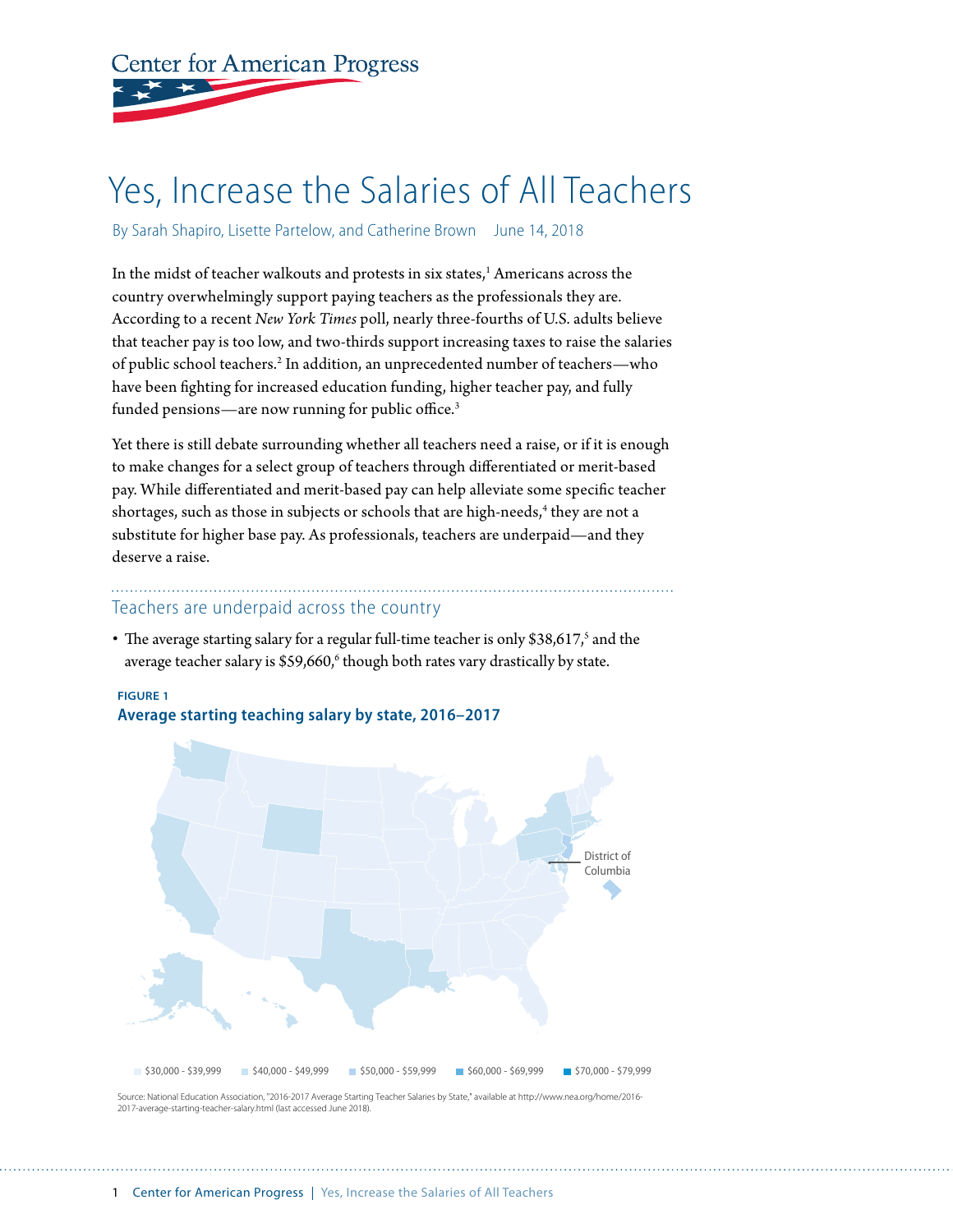Center for American Progress

# Yes, Increase the Salaries of All Teachers

By Sarah Shapiro, Lisette Partelow, and Catherine Brown June 14, 2018

In the midst of teacher walkouts and protests in six states,[1] Americans across the country overwhelmingly support paying teachers as the professionals they are. According to a recent *New York Times* poll, nearly three-fourths of U.S. adults believe that teacher pay is too low, and two-thirds support increasing taxes to raise the salaries of public school teachers.[2] In addition, an unprecedented number of teachers—who have been fighting for increased education funding, higher teacher pay, and fully funded pensions—are now running for public office.[3]

Yet there is still debate surrounding whether all teachers need a raise, or if it is enough to make changes for a select group of teachers through differentiated or merit-based pay. While differentiated and merit-based pay can help alleviate some specific teacher shortages, such as those in subjects or schools that are high-needs,[4] they are not a substitute for higher base pay. As professionals, teachers are underpaid—and they deserve a raise.

## Teachers are underpaid across the country

- The average starting salary for a regular full-time teacher is only $38,617,[5] and the average teacher salary is $59,660,[6] though both rates vary drastically by state.

**FIGURE 1**

**Average starting teaching salary by state, 2016–2017**

District of Columbia

$30,000 - $39,999

$40,000 - $49,999

$50,000 - $59,999

$60,000 - $69,999

$70,000 - $79,999

Source: National Education Association, "2016-2017 Average Starting Teacher Salaries by State," available at http://www.nea.org/home/2016-2017-average-starting-teacher-salary.html (last accessed June 2018).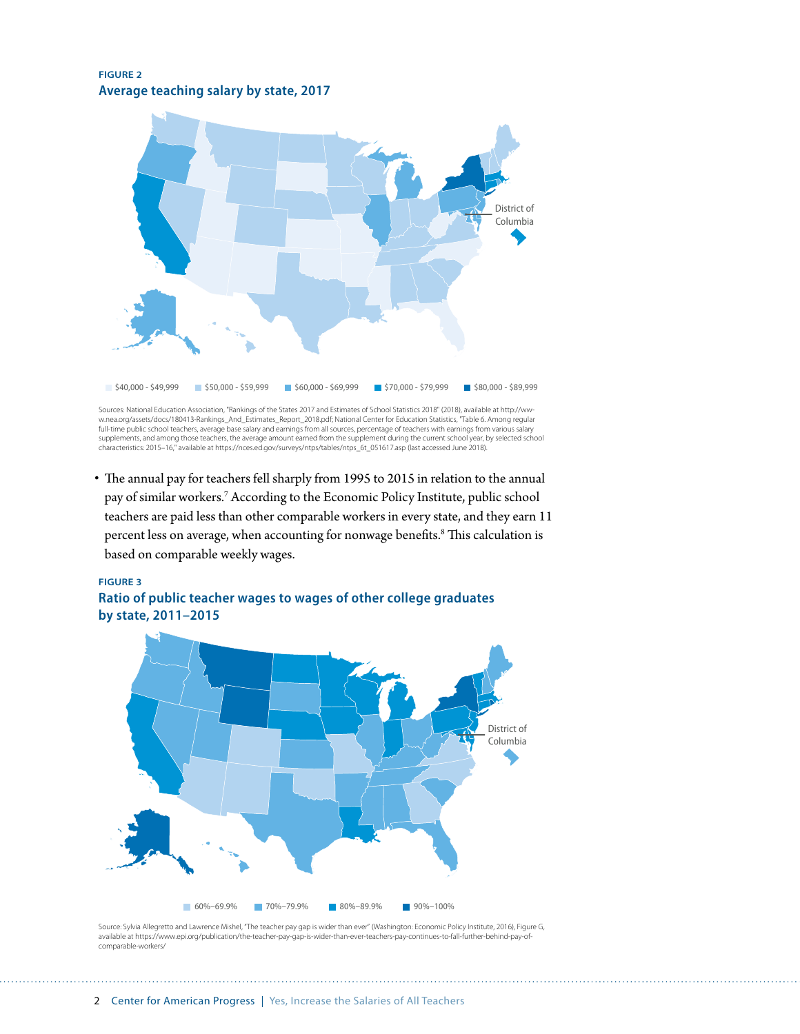**FIGURE 2**

**Average teaching salary by state, 2017**

District of Columbia

$40,000 - $49,999
$50,000 - $59,999
$60,000 - $69,999
$70,000 - $79,999
$80,000 - $89,999

Sources: National Education Association, "Rankings of the States 2017 and Estimates of School Statistics 2018" (2018), available at http://www.nea.org/assets/docs/180413-Rankings_And_Estimates_Report_2018.pdf; National Center for Education Statistics, "Table 6. Among regular full-time public school teachers, average base salary and earnings from all sources, percentage of teachers with earnings from various salary supplements, and among those teachers, the average amount earned from the supplement during the current school year, by selected school characteristics: 2015–16," available at https://nces.ed.gov/surveys/ntps/tables/ntps_6t_051617.asp (last accessed June 2018).

- The annual pay for teachers fell sharply from 1995 to 2015 in relation to the annual pay of similar workers.[7] According to the Economic Policy Institute, public school teachers are paid less than other comparable workers in every state, and they earn 11 percent less on average, when accounting for nonwage benefits.[8] This calculation is based on comparable weekly wages.

**FIGURE 3**

**Ratio of public teacher wages to wages of other college graduates by state, 2011–2015**

District of Columbia

60%–69.9%
70%–79.9%
80%–89.9%
90%–100%

Source: Sylvia Allegretto and Lawrence Mishel, "The teacher pay gap is wider than ever" (Washington: Economic Policy Institute, 2016), Figure G, available at https://www.epi.org/publication/the-teacher-pay-gap-is-wider-than-ever-teachers-pay-continues-to-fall-further-behind-pay-of-comparable-workers/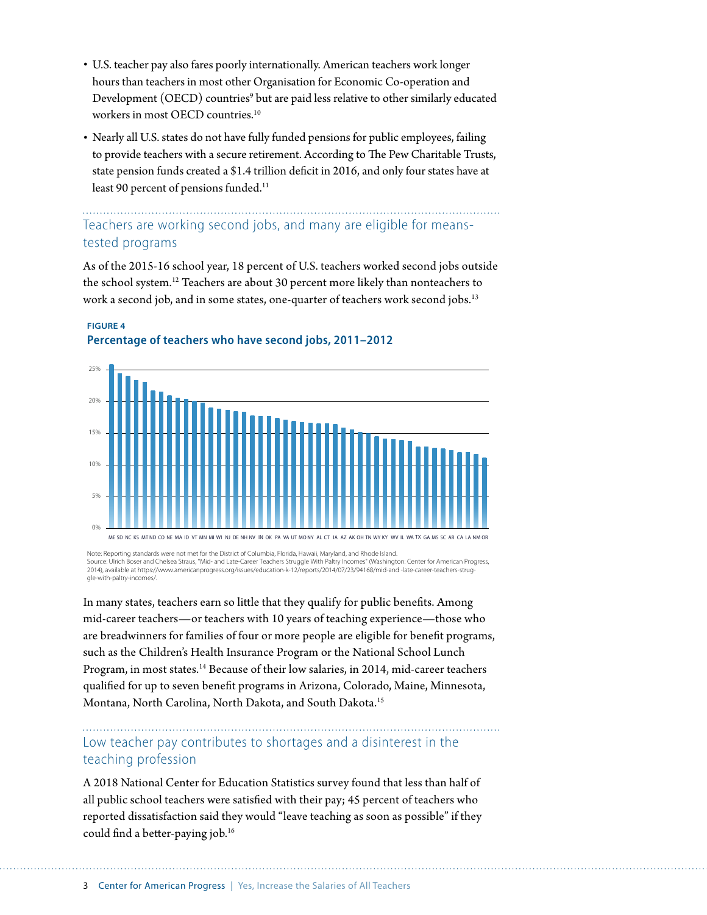- U.S. teacher pay also fares poorly internationally. American teachers work longer hours than teachers in most other Organisation for Economic Co-operation and Development (OECD) countries[9] but are paid less relative to other similarly educated workers in most OECD countries.[10]
- Nearly all U.S. states do not have fully funded pensions for public employees, failing to provide teachers with a secure retirement. According to The Pew Charitable Trusts, state pension funds created a $1.4 trillion deficit in 2016, and only four states have at least 90 percent of pensions funded.[11]

## Teachers are working second jobs, and many are eligible for means-tested programs

As of the 2015-16 school year, 18 percent of U.S. teachers worked second jobs outside the school system.[12] Teachers are about 30 percent more likely than nonteachers to work a second job, and in some states, one-quarter of teachers work second jobs.[13]

**FIGURE 4**

**Percentage of teachers who have second jobs, 2011–2012**

25%
20%
15%
10%
5%
0%

ME SD NC KS MT ND CO NE MA ID VT MN MI WI NJ DE NH NV IN OK PA VA UT MO NY AL CT IA AZ AK OH TN WY KY WV IL WA TX GA MS SC AR CA LA NM OR

Note: Reporting standards were not met for the District of Columbia, Florida, Hawaii, Maryland, and Rhode Island.
Source: Ulrich Boser and Chelsea Straus, "Mid- and Late-Career Teachers Struggle With Paltry Incomes" (Washington: Center for American Progress, 2014), available at https://www.americanprogress.org/issues/education-k-12/reports/2014/07/23/94168/mid-and -late-career-teachers-struggle-with-paltry-incomes/.

In many states, teachers earn so little that they qualify for public benefits. Among mid-career teachers—or teachers with 10 years of teaching experience—those who are breadwinners for families of four or more people are eligible for benefit programs, such as the Children's Health Insurance Program or the National School Lunch Program, in most states.[14] Because of their low salaries, in 2014, mid-career teachers qualified for up to seven benefit programs in Arizona, Colorado, Maine, Minnesota, Montana, North Carolina, North Dakota, and South Dakota.[15]

## Low teacher pay contributes to shortages and a disinterest in the teaching profession

A 2018 National Center for Education Statistics survey found that less than half of all public school teachers were satisfied with their pay; 45 percent of teachers who reported dissatisfaction said they would "leave teaching as soon as possible" if they could find a better-paying job.[16]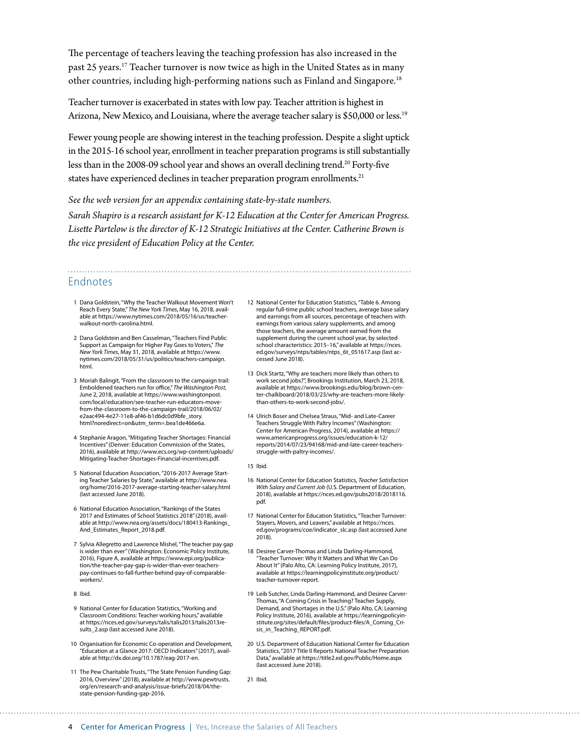The percentage of teachers leaving the teaching profession has also increased in the past 25 years.[17] Teacher turnover is now twice as high in the United States as in many other countries, including high-performing nations such as Finland and Singapore.[18]

Teacher turnover is exacerbated in states with low pay. Teacher attrition is highest in Arizona, New Mexico, and Louisiana, where the average teacher salary is $50,000 or less.[19]

Fewer young people are showing interest in the teaching profession. Despite a slight uptick in the 2015-16 school year, enrollment in teacher preparation programs is still substantially less than in the 2008-09 school year and shows an overall declining trend.[20] Forty-five states have experienced declines in teacher preparation program enrollments.[21]

*See the web version for an appendix containing state-by-state numbers.*

*Sarah Shapiro is a research assistant for K-12 Education at the Center for American Progress. Lisette Partelow is the director of K-12 Strategic Initiatives at the Center. Catherine Brown is the vice president of Education Policy at the Center.*

## Endnotes

1. Dana Goldstein, "Why the Teacher Walkout Movement Won't Reach Every State," *The New York Times*, May 16, 2018, available at https://www.nytimes.com/2018/05/16/us/teacher-walkout-north-carolina.html.
2. Dana Goldstein and Ben Casselman, "Teachers Find Public Support as Campaign for Higher Pay Goes to Voters," *The New York Times*, May 31, 2018, available at https://www.nytimes.com/2018/05/31/us/politics/teachers-campaign.html.
3. Moriah Balingit, "From the classroom to the campaign trail: Emboldened teachers run for office," *The Washington Post*, June 2, 2018, available at https://www.washingtonpost.com/local/education/see-teacher-run-educators-move-from-the-classroom-to-the-campaign-trail/2018/06/02/e2aac494-4e27-11e8-af46-b1d6dc0d9bfe_story.html?noredirect=on&utm_term=.bea1de466e6a.
4. Stephanie Aragon, "Mitigating Teacher Shortages: Financial Incentives" (Denver: Education Commission of the States, 2016), available at http://www.ecs.org/wp-content/uploads/Mitigating-Teacher-Shortages-Financial-incentives.pdf.
5. National Education Association, "2016-2017 Average Starting Teacher Salaries by State," available at http://www.nea.org/home/2016-2017-average-starting-teacher-salary.html (last accessed June 2018).
6. National Education Association, "Rankings of the States 2017 and Estimates of School Statistics 2018" (2018), available at http://www.nea.org/assets/docs/180413-Rankings_And_Estimates_Report_2018.pdf.
7. Sylvia Allegretto and Lawrence Mishel, "The teacher pay gap is wider than ever" (Washington: Economic Policy Institute, 2016), Figure A, available at https://www.epi.org/publication/the-teacher-pay-gap-is-wider-than-ever-teachers-pay-continues-to-fall-further-behind-pay-of-comparable-workers/.
8. Ibid.
9. National Center for Education Statistics, "Working and Classroom Conditions: Teacher working hours," available at https://nces.ed.gov/surveys/talis/talis2013/talis2013results_2.asp (last accessed June 2018).
10. Organisation for Economic Co-operation and Development, "Education at a Glance 2017: OECD Indicators" (2017), available at http://dx.doi.org/10.1787/eag-2017-en.
11. The Pew Charitable Trusts, "The State Pension Funding Gap: 2016, Overview" (2018), available at http://www.pewtrusts.org/en/research-and-analysis/issue-briefs/2018/04/the-state-pension-funding-gap-2016.
12. National Center for Education Statistics, "Table 6. Among regular full-time public school teachers, average base salary and earnings from all sources, percentage of teachers with earnings from various salary supplements, and among those teachers, the average amount earned from the supplement during the current school year, by selected school characteristics: 2015–16," available at https://nces.ed.gov/surveys/ntps/tables/ntps_6t_051617.asp (last accessed June 2018).
13. Dick Startz, "Why are teachers more likely than others to work second jobs?", Brookings Institution, March 23, 2018, available at https://www.brookings.edu/blog/brown-center-chalkboard/2018/03/23/why-are-teachers-more-likely-than-others-to-work-second-jobs/.
14. Ulrich Boser and Chelsea Straus, "Mid- and Late-Career Teachers Struggle With Paltry Incomes" (Washington: Center for American Progress, 2014), available at https://www.americanprogress.org/issues/education-k-12/reports/2014/07/23/94168/mid-and-late-career-teachers-struggle-with-paltry-incomes/.
15. Ibid.
16. National Center for Education Statistics, *Teacher Satisfaction With Salary and Current Job* (U.S. Department of Education, 2018), available at https://nces.ed.gov/pubs2018/2018116.pdf.
17. National Center for Education Statistics, "Teacher Turnover: Stayers, Movers, and Leavers," available at https://nces.ed.gov/programs/coe/indicator_slc.asp (last accessed June 2018).
18. Desiree Carver-Thomas and Linda Darling-Hammond, "Teacher Turnover: Why It Matters and What We Can Do About It" (Palo Alto, CA: Learning Policy Institute, 2017), available at https://learningpolicyinstitute.org/product/teacher-turnover-report.
19. Leib Sutcher, Linda Darling-Hammond, and Desiree Carver-Thomas, "A Coming Crisis in Teaching? Teacher Supply, Demand, and Shortages in the U.S." (Palo Alto, CA: Learning Policy Institute, 2016), available at https://learningpolicyinstitute.org/sites/default/files/product-files/A_Coming_Crisis_in_Teaching_REPORT.pdf.
20. U.S. Department of Education National Center for Education Statistics, "2017 Title II Reports National Teacher Preparation Data," available at https://title2.ed.gov/Public/Home.aspx (last accessed June 2018).
21. Ibid.